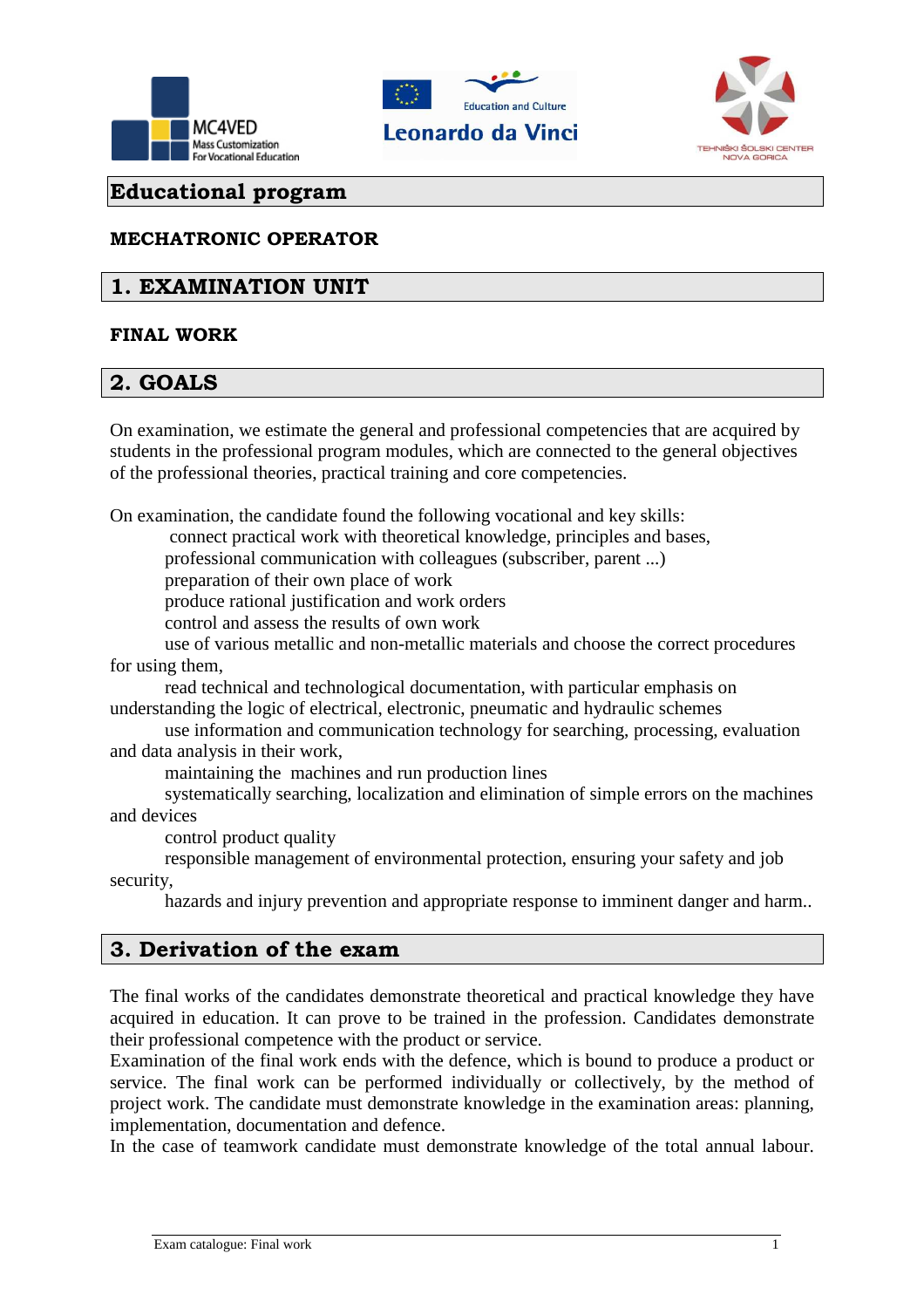# Educational program

**MECHATRONIC OPERATOR**

## 1. EXAMINATION UNIT

**FINAL WORK**

## 2. GOALS

On examination, we estimate the general and professional competencies that are acquired by students in the professional program modules, which are connected to the general objectives of the professional theories, practical training and core competencies.

On examination, the candidate found the following vocational and key skills:

- connect practical work with theoretical knowledge, principles and bases,
- professional communication with colleagues (subscriber, parent ...)
- preparation of their own place of work
- produce rational justification and work orders
- control and assess the results of own work
- use of various metallic and non-metallic materials and choose the correct procedures for using them,
- read technical and technological documentation, with particular emphasis on understanding the logic of electrical, electronic, pneumatic and hydraulic schemes
- use information and communication technology for searching, processing, evaluation and data analysis in their work,
- maintaining the machines and run production lines
- systematically searching, localization and elimination of simple errors on the machines and devices
- control product quality
- responsible management of environmental protection, ensuring your safety and job security,
- hazards and injury prevention and appropriate response to imminent danger and harm..

## 3. Derivation of the exam

The final works of the candidates demonstrate theoretical and practical knowledge they have acquired in education. It can prove to be trained in the profession. Candidates demonstrate their professional competence with the product or service.
Examination of the final work ends with the defence, which is bound to produce a product or service. The final work can be performed individually or collectively, by the method of project work. The candidate must demonstrate knowledge in the examination areas: planning, implementation, documentation and defence.
In the case of teamwork candidate must demonstrate knowledge of the total annual labour.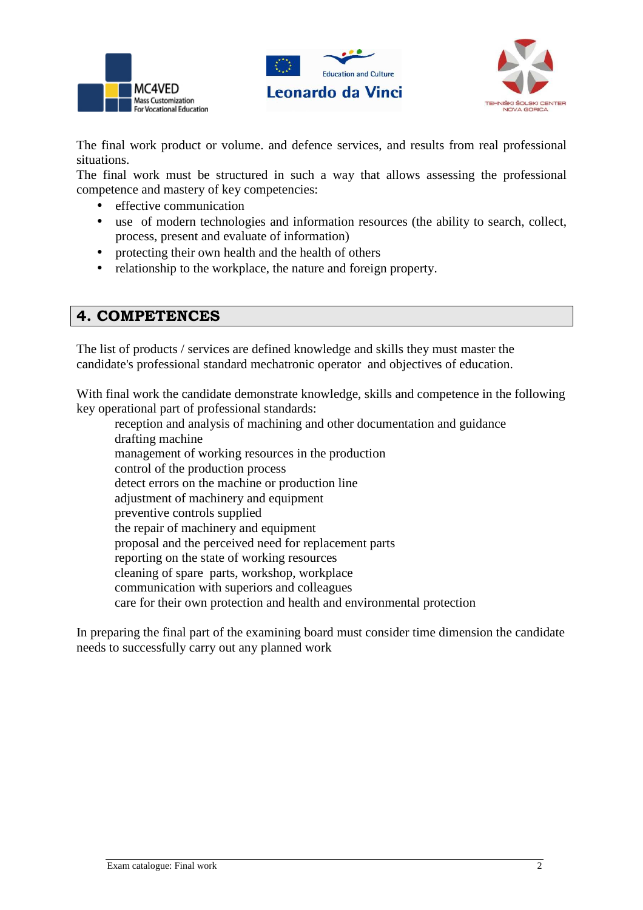The final work product or volume. and defence services, and results from real professional situations.
The final work must be structured in such a way that allows assessing the professional competence and mastery of key competencies:

- effective communication
- use of modern technologies and information resources (the ability to search, collect, process, present and evaluate of information)
- protecting their own health and the health of others
- relationship to the workplace, the nature and foreign property.

## 4. COMPETENCES

The list of products / services are defined knowledge and skills they must master the candidate's professional standard mechatronic operator and objectives of education.

With final work the candidate demonstrate knowledge, skills and competence in the following key operational part of professional standards:

reception and analysis of machining and other documentation and guidance
drafting machine
management of working resources in the production
control of the production process
detect errors on the machine or production line
adjustment of machinery and equipment
preventive controls supplied
the repair of machinery and equipment
proposal and the perceived need for replacement parts
reporting on the state of working resources
cleaning of spare parts, workshop, workplace
communication with superiors and colleagues
care for their own protection and health and environmental protection

In preparing the final part of the examining board must consider time dimension the candidate needs to successfully carry out any planned work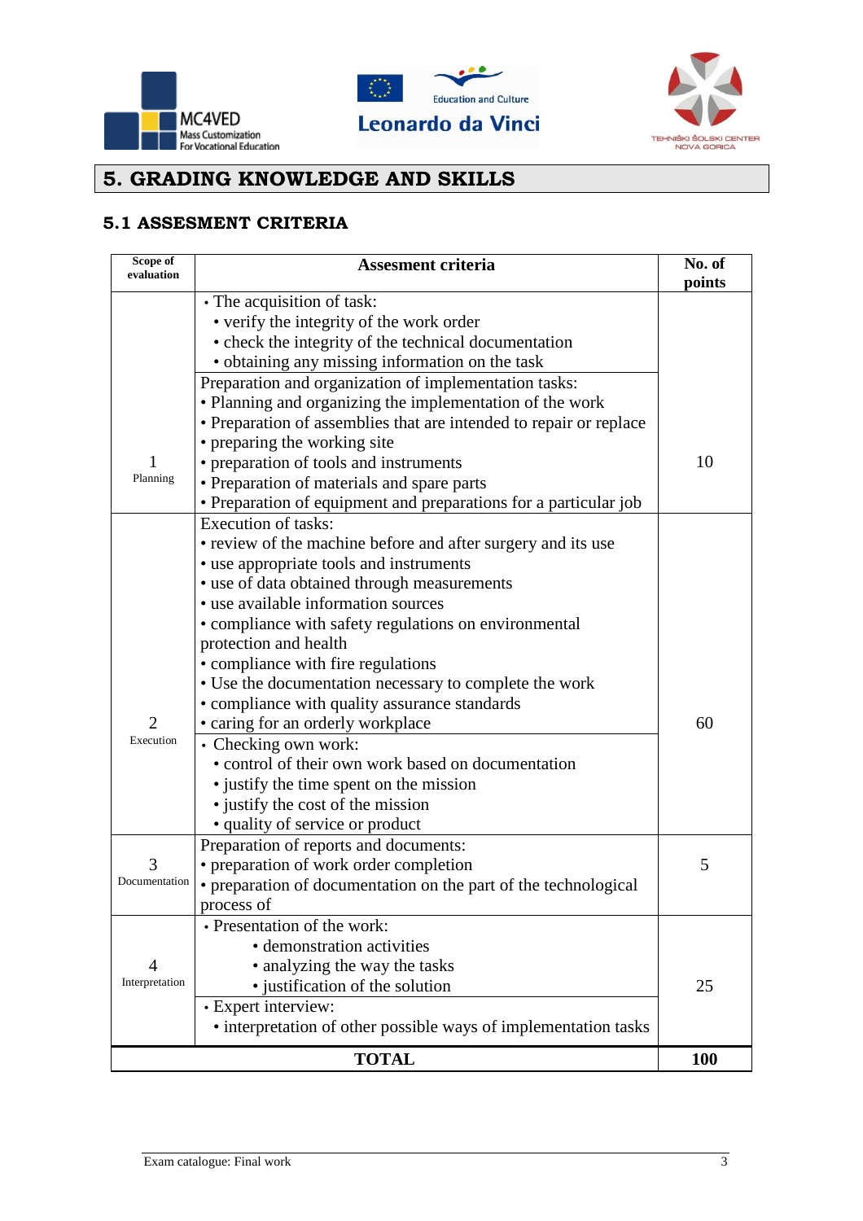## 5. GRADING KNOWLEDGE AND SKILLS

### 5.1 ASSESMENT CRITERIA

| Scope of evaluation | Assesment criteria | No. of points |
|---|---|---|
| 1 Planning | • The acquisition of task:<br>• verify the integrity of the work order<br>• check the integrity of the technical documentation<br>• obtaining any missing information on the task<br>Preparation and organization of implementation tasks:<br>• Planning and organizing the implementation of the work<br>• Preparation of assemblies that are intended to repair or replace<br>• preparing the working site<br>• preparation of tools and instruments<br>• Preparation of materials and spare parts<br>• Preparation of equipment and preparations for a particular job | 10 |
| 2 Execution | Execution of tasks:<br>• review of the machine before and after surgery and its use<br>• use appropriate tools and instruments<br>• use of data obtained through measurements<br>• use available information sources<br>• compliance with safety regulations on environmental protection and health<br>• compliance with fire regulations<br>• Use the documentation necessary to complete the work<br>• compliance with quality assurance standards<br>• caring for an orderly workplace<br>• Checking own work:<br>• control of their own work based on documentation<br>• justify the time spent on the mission<br>• justify the cost of the mission<br>• quality of service or product | 60 |
| 3 Documentation | Preparation of reports and documents:<br>• preparation of work order completion<br>• preparation of documentation on the part of the technological process of | 5 |
| 4 Interpretation | • Presentation of the work:<br>• demonstration activities<br>• analyzing the way the tasks<br>• justification of the solution<br>• Expert interview:<br>• interpretation of other possible ways of implementation tasks | 25 |
| **TOTAL** | | **100** |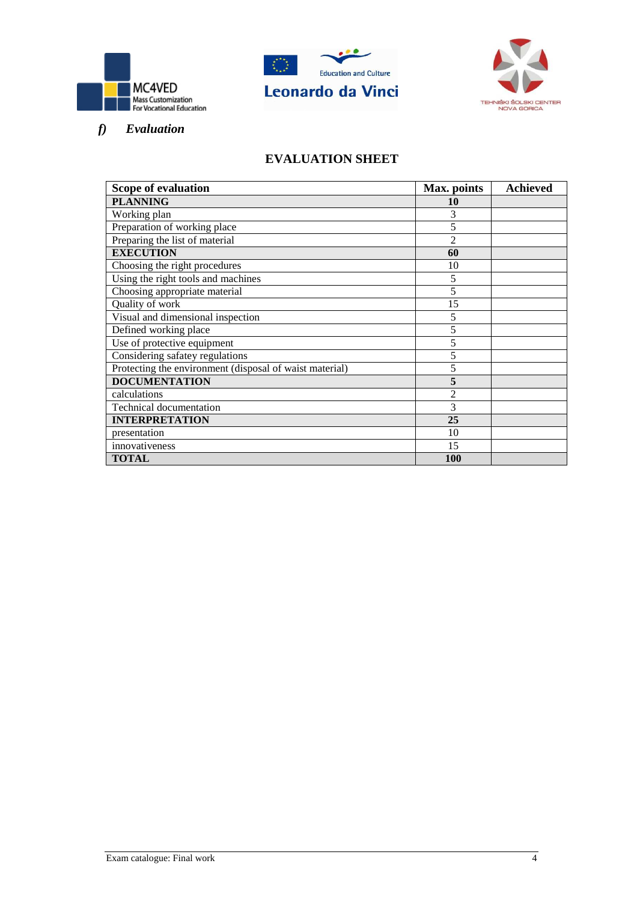## *f) Evaluation*

### EVALUATION SHEET

| Scope of evaluation | Max. points | Achieved |
|---|---|---|
| **PLANNING** | **10** | |
| Working plan | 3 | |
| Preparation of working place | 5 | |
| Preparing the list of material | 2 | |
| **EXECUTION** | **60** | |
| Choosing the right procedures | 10 | |
| Using the right tools and machines | 5 | |
| Choosing appropriate material | 5 | |
| Quality of work | 15 | |
| Visual and dimensional inspection | 5 | |
| Defined working place | 5 | |
| Use of protective equipment | 5 | |
| Considering safatey regulations | 5 | |
| Protecting the environment (disposal of waist material) | 5 | |
| **DOCUMENTATION** | **5** | |
| calculations | 2 | |
| Technical documentation | 3 | |
| **INTERPRETATION** | **25** | |
| presentation | 10 | |
| innovativeness | 15 | |
| **TOTAL** | **100** | |